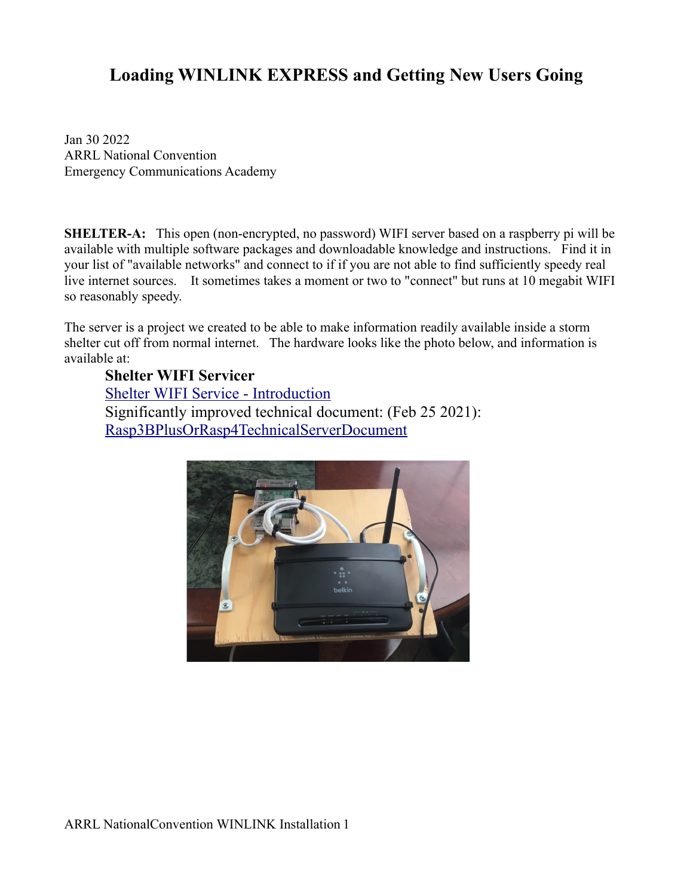# Loading WINLINK EXPRESS and Getting New Users Going

Jan 30 2022
ARRL National Convention
Emergency Communications Academy

**SHELTER-A:** This open (non-encrypted, no password) WIFI server based on a raspberry pi will be available with multiple software packages and downloadable knowledge and instructions. Find it in your list of "available networks" and connect to if if you are not able to find sufficiently speedy real live internet sources. It sometimes takes a moment or two to "connect" but runs at 10 megabit WIFI so reasonably speedy.

The server is a project we created to be able to make information readily available inside a storm shelter cut off from normal internet. The hardware looks like the photo below, and information is available at:

> **Shelter WIFI Servicer**
> Shelter WIFI Service - Introduction
> Significantly improved technical document: (Feb 25 2021):
> Rasp3BPlusOrRasp4TechnicalServerDocument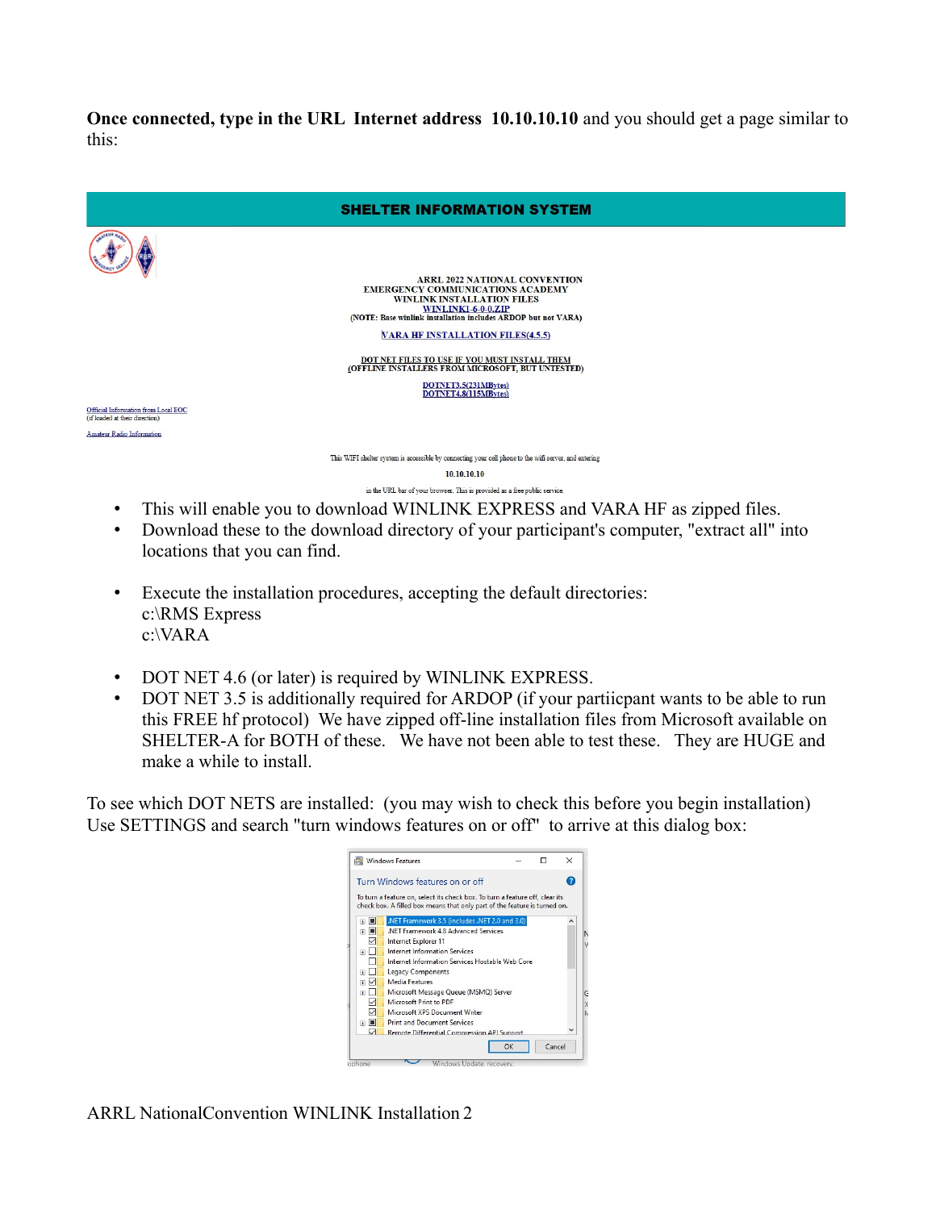**Once connected, type in the URL Internet address 10.10.10.10** and you should get a page similar to this:

**SHELTER INFORMATION SYSTEM**

ARRL 2022 NATIONAL CONVENTION
EMERGENCY COMMUNICATIONS ACADEMY
WINLINK INSTALLATION FILES
WINLINK1-6-0-0.ZIP
(NOTE: Base winlink installation includes ARDOP but not VARA)

VARA HF INSTALLATION FILES(4.5.5)

DOT NET FILES TO USE IF YOU MUST INSTALL THEM
(OFFLINE INSTALLERS FROM MICROSOFT, BUT UNTESTED)

DOTNET3.5(231MBytes)
DOTNET4.8(115MBytes)

Official Information from Local EOC
(if loaded at their direction)

Amateur Radio Information

This WIFI shelter system is accessible by connecting your cell phone to the wifi server, and entering

10.10.10.10

in the URL bar of your browser. This is provided as a free public service.

- This will enable you to download WINLINK EXPRESS and VARA HF as zipped files.
- Download these to the download directory of your participant's computer, "extract all" into locations that you can find.

- Execute the installation procedures, accepting the default directories:
  c:\RMS Express
  c:\VARA

- DOT NET 4.6 (or later) is required by WINLINK EXPRESS.
- DOT NET 3.5 is additionally required for ARDOP (if your partiicpant wants to be able to run this FREE hf protocol) We have zipped off-line installation files from Microsoft available on SHELTER-A for BOTH of these. We have not been able to test these. They are HUGE and make a while to install.

To see which DOT NETS are installed: (you may wish to check this before you begin installation)
Use SETTINGS and search "turn windows features on or off" to arrive at this dialog box:

Windows Features

Turn Windows features on or off

To turn a feature on, select its check box. To turn a feature off, clear its check box. A filled box means that only part of the feature is turned on.

- .NET Framework 3.5 (includes .NET 2.0 and 3.0)
- .NET Framework 4.8 Advanced Services
- Internet Explorer 11
- Internet Information Services
- Internet Information Services Hostable Web Core
- Legacy Components
- Media Features
- Microsoft Message Queue (MSMQ) Server
- Microsoft Print to PDF
- Microsoft XPS Document Writer
- Print and Document Services
- Remote Differential Compression API Support

OK Cancel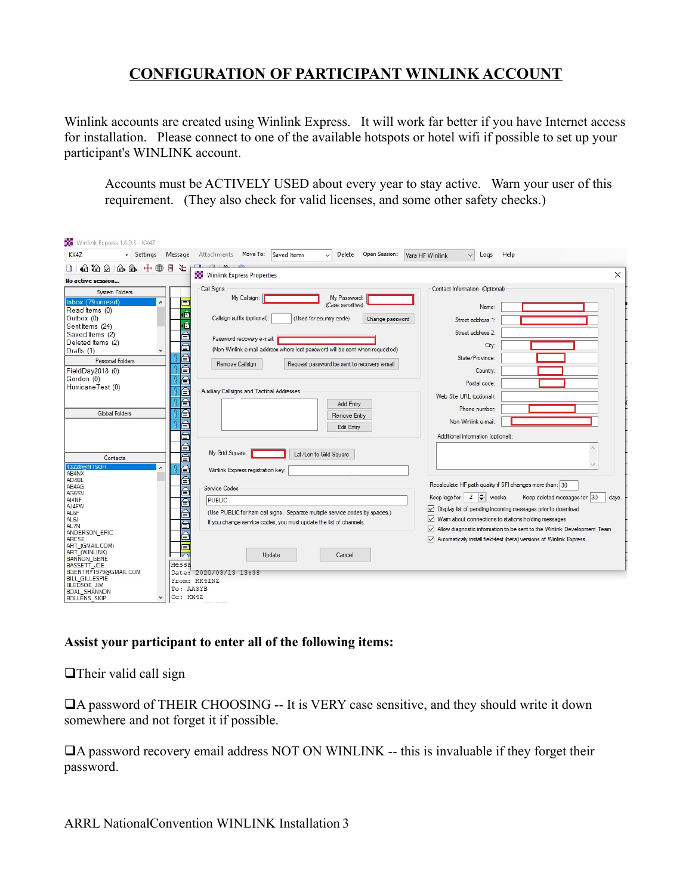# CONFIGURATION OF PARTICIPANT WINLINK ACCOUNT

Winlink accounts are created using Winlink Express. It will work far better if you have Internet access for installation. Please connect to one of the available hotspots or hotel wifi if possible to set up your participant's WINLINK account.

> Accounts must be ACTIVELY USED about every year to stay active. Warn your user of this requirement. (They also check for valid licenses, and some other safety checks.)

**Assist your participant to enter all of the following items:**

❑Their valid call sign

❑A password of THEIR CHOOSING -- It is VERY case sensitive, and they should write it down somewhere and not forget it if possible.

❑A password recovery email address NOT ON WINLINK -- this is invaluable if they forget their password.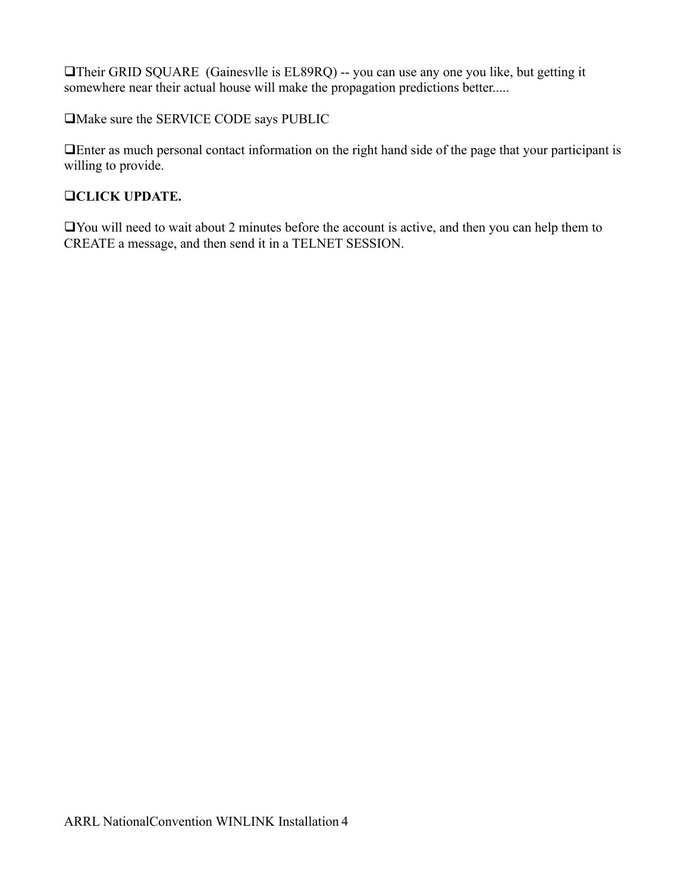- [ ] Their GRID SQUARE  (Gainesvlle is EL89RQ) -- you can use any one you like, but getting it somewhere near their actual house will make the propagation predictions better.....

- [ ] Make sure the SERVICE CODE says PUBLIC

- [ ] Enter as much personal contact information on the right hand side of the page that your participant is willing to provide.

- [ ] **CLICK UPDATE.**

- [ ] You will need to wait about 2 minutes before the account is active, and then you can help them to CREATE a message, and then send it in a TELNET SESSION.